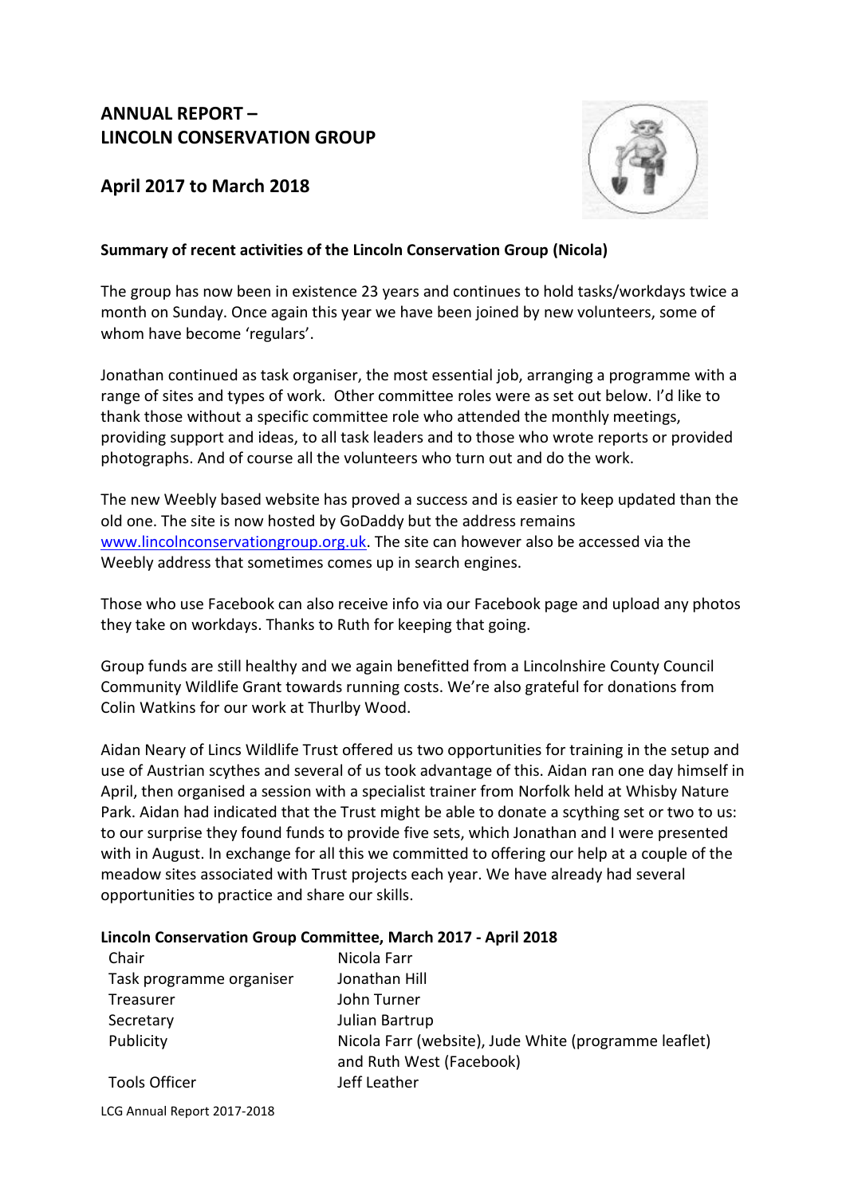# ANNUAL REPORT – LINCOLN CONSERVATION GROUP

## April 2017 to March 2018

**Summary of recent activities of the Lincoln Conservation Group (Nicola)**

The group has now been in existence 23 years and continues to hold tasks/workdays twice a month on Sunday. Once again this year we have been joined by new volunteers, some of whom have become 'regulars'.

Jonathan continued as task organiser, the most essential job, arranging a programme with a range of sites and types of work. Other committee roles were as set out below. I'd like to thank those without a specific committee role who attended the monthly meetings, providing support and ideas, to all task leaders and to those who wrote reports or provided photographs. And of course all the volunteers who turn out and do the work.

The new Weebly based website has proved a success and is easier to keep updated than the old one. The site is now hosted by GoDaddy but the address remains www.lincolnconservationgroup.org.uk. The site can however also be accessed via the Weebly address that sometimes comes up in search engines.

Those who use Facebook can also receive info via our Facebook page and upload any photos they take on workdays. Thanks to Ruth for keeping that going.

Group funds are still healthy and we again benefitted from a Lincolnshire County Council Community Wildlife Grant towards running costs. We're also grateful for donations from Colin Watkins for our work at Thurlby Wood.

Aidan Neary of Lincs Wildlife Trust offered us two opportunities for training in the setup and use of Austrian scythes and several of us took advantage of this. Aidan ran one day himself in April, then organised a session with a specialist trainer from Norfolk held at Whisby Nature Park. Aidan had indicated that the Trust might be able to donate a scything set or two to us: to our surprise they found funds to provide five sets, which Jonathan and I were presented with in August. In exchange for all this we committed to offering our help at a couple of the meadow sites associated with Trust projects each year. We have already had several opportunities to practice and share our skills.

**Lincoln Conservation Group Committee, March 2017 - April 2018**

| Role | Name |
|---|---|
| Chair | Nicola Farr |
| Task programme organiser | Jonathan Hill |
| Treasurer | John Turner |
| Secretary | Julian Bartrup |
| Publicity | Nicola Farr (website), Jude White (programme leaflet) and Ruth West (Facebook) |
| Tools Officer | Jeff Leather |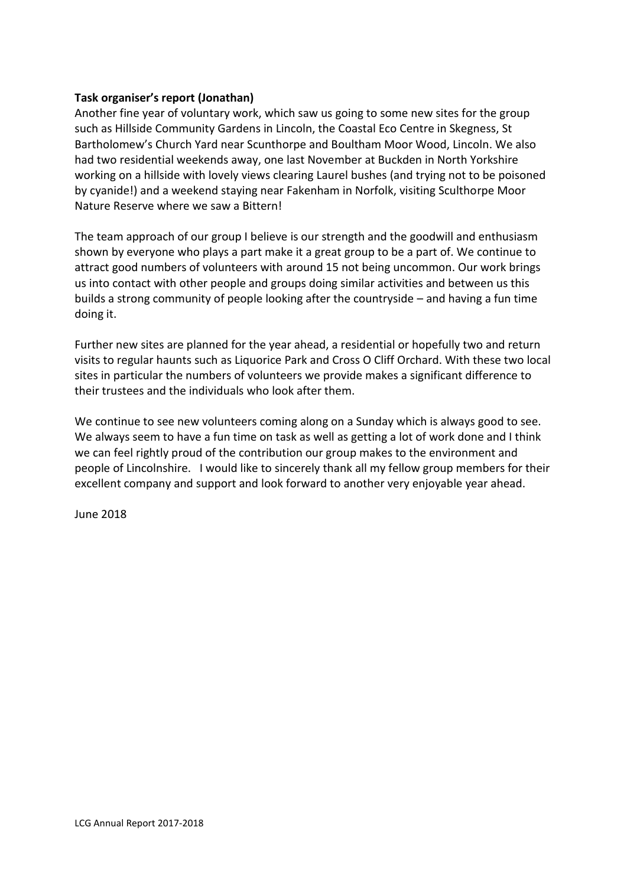**Task organiser's report (Jonathan)**

Another fine year of voluntary work, which saw us going to some new sites for the group such as Hillside Community Gardens in Lincoln, the Coastal Eco Centre in Skegness, St Bartholomew's Church Yard near Scunthorpe and Boultham Moor Wood, Lincoln. We also had two residential weekends away, one last November at Buckden in North Yorkshire working on a hillside with lovely views clearing Laurel bushes (and trying not to be poisoned by cyanide!) and a weekend staying near Fakenham in Norfolk, visiting Sculthorpe Moor Nature Reserve where we saw a Bittern!

The team approach of our group I believe is our strength and the goodwill and enthusiasm shown by everyone who plays a part make it a great group to be a part of. We continue to attract good numbers of volunteers with around 15 not being uncommon. Our work brings us into contact with other people and groups doing similar activities and between us this builds a strong community of people looking after the countryside – and having a fun time doing it.

Further new sites are planned for the year ahead, a residential or hopefully two and return visits to regular haunts such as Liquorice Park and Cross O Cliff Orchard. With these two local sites in particular the numbers of volunteers we provide makes a significant difference to their trustees and the individuals who look after them.

We continue to see new volunteers coming along on a Sunday which is always good to see. We always seem to have a fun time on task as well as getting a lot of work done and I think we can feel rightly proud of the contribution our group makes to the environment and people of Lincolnshire. I would like to sincerely thank all my fellow group members for their excellent company and support and look forward to another very enjoyable year ahead.

June 2018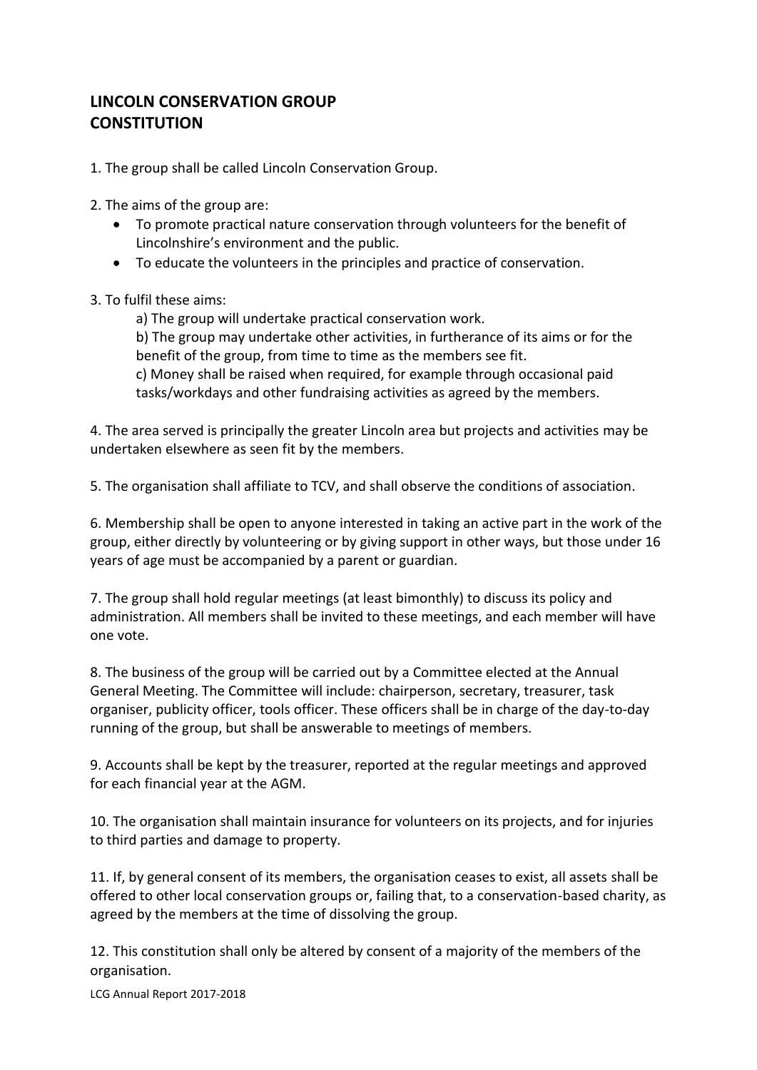# LINCOLN CONSERVATION GROUP CONSTITUTION

1. The group shall be called Lincoln Conservation Group.

2. The aims of the group are:
    - To promote practical nature conservation through volunteers for the benefit of Lincolnshire's environment and the public.
    - To educate the volunteers in the principles and practice of conservation.

3. To fulfil these aims:

    a) The group will undertake practical conservation work.

    b) The group may undertake other activities, in furtherance of its aims or for the benefit of the group, from time to time as the members see fit.

    c) Money shall be raised when required, for example through occasional paid tasks/workdays and other fundraising activities as agreed by the members.

4. The area served is principally the greater Lincoln area but projects and activities may be undertaken elsewhere as seen fit by the members.

5. The organisation shall affiliate to TCV, and shall observe the conditions of association.

6. Membership shall be open to anyone interested in taking an active part in the work of the group, either directly by volunteering or by giving support in other ways, but those under 16 years of age must be accompanied by a parent or guardian.

7. The group shall hold regular meetings (at least bimonthly) to discuss its policy and administration. All members shall be invited to these meetings, and each member will have one vote.

8. The business of the group will be carried out by a Committee elected at the Annual General Meeting. The Committee will include: chairperson, secretary, treasurer, task organiser, publicity officer, tools officer. These officers shall be in charge of the day-to-day running of the group, but shall be answerable to meetings of members.

9. Accounts shall be kept by the treasurer, reported at the regular meetings and approved for each financial year at the AGM.

10. The organisation shall maintain insurance for volunteers on its projects, and for injuries to third parties and damage to property.

11. If, by general consent of its members, the organisation ceases to exist, all assets shall be offered to other local conservation groups or, failing that, to a conservation-based charity, as agreed by the members at the time of dissolving the group.

12. This constitution shall only be altered by consent of a majority of the members of the organisation.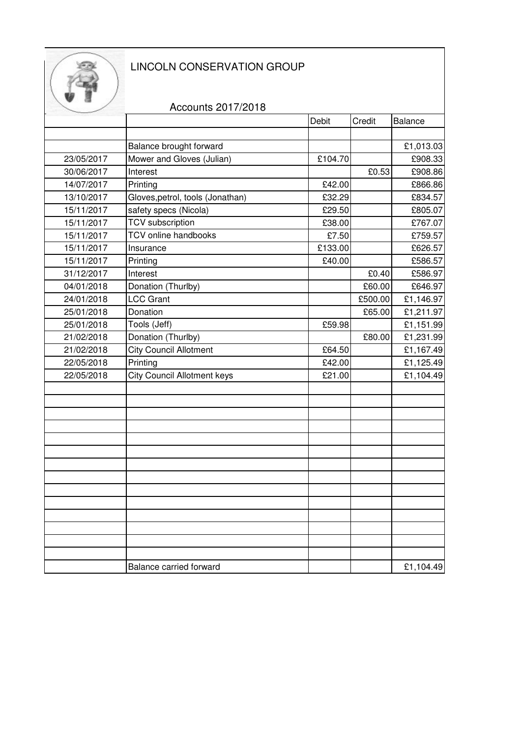# LINCOLN CONSERVATION GROUP

## Accounts 2017/2018

| | | Debit | Credit | Balance |
|---|---|---|---|---|
| | Balance brought forward | | | £1,013.03 |
| 23/05/2017 | Mower and Gloves (Julian) | £104.70 | | £908.33 |
| 30/06/2017 | Interest | | £0.53 | £908.86 |
| 14/07/2017 | Printing | £42.00 | | £866.86 |
| 13/10/2017 | Gloves,petrol, tools (Jonathan) | £32.29 | | £834.57 |
| 15/11/2017 | safety specs (Nicola) | £29.50 | | £805.07 |
| 15/11/2017 | TCV subscription | £38.00 | | £767.07 |
| 15/11/2017 | TCV online handbooks | £7.50 | | £759.57 |
| 15/11/2017 | Insurance | £133.00 | | £626.57 |
| 15/11/2017 | Printing | £40.00 | | £586.57 |
| 31/12/2017 | Interest | | £0.40 | £586.97 |
| 04/01/2018 | Donation (Thurlby) | | £60.00 | £646.97 |
| 24/01/2018 | LCC Grant | | £500.00 | £1,146.97 |
| 25/01/2018 | Donation | | £65.00 | £1,211.97 |
| 25/01/2018 | Tools (Jeff) | £59.98 | | £1,151.99 |
| 21/02/2018 | Donation (Thurlby) | | £80.00 | £1,231.99 |
| 21/02/2018 | City Council Allotment | £64.50 | | £1,167.49 |
| 22/05/2018 | Printing | £42.00 | | £1,125.49 |
| 22/05/2018 | City Council Allotment keys | £21.00 | | £1,104.49 |
| | Balance carried forward | | | £1,104.49 |